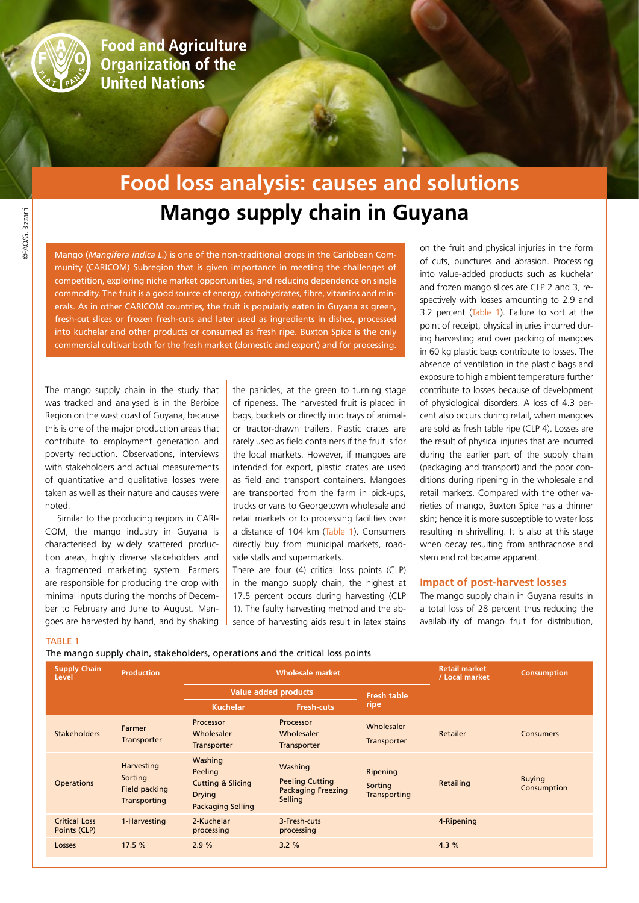Food and Agriculture Organization of the United Nations

# Food loss analysis: causes and solutions

## Mango supply chain in Guyana

Mango (*Mangifera indica L.*) is one of the non-traditional crops in the Caribbean Community (CARICOM) Subregion that is given importance in meeting the challenges of competition, exploring niche market opportunities, and reducing dependence on single commodity. The fruit is a good source of energy, carbohydrates, fibre, vitamins and minerals. As in other CARICOM countries, the fruit is popularly eaten in Guyana as green, fresh-cut slices or frozen fresh-cuts and later used as ingredients in dishes, processed into kuchelar and other products or consumed as fresh ripe. Buxton Spice is the only commercial cultivar both for the fresh market (domestic and export) and for processing.

The mango supply chain in the study that was tracked and analysed is in the Berbice Region on the west coast of Guyana, because this is one of the major production areas that contribute to employment generation and poverty reduction. Observations, interviews with stakeholders and actual measurements of quantitative and qualitative losses were taken as well as their nature and causes were noted.

Similar to the producing regions in CARICOM, the mango industry in Guyana is characterised by widely scattered production areas, highly diverse stakeholders and a fragmented marketing system. Farmers are responsible for producing the crop with minimal inputs during the months of December to February and June to August. Mangoes are harvested by hand, and by shaking the panicles, at the green to turning stage of ripeness. The harvested fruit is placed in bags, buckets or directly into trays of animal- or tractor-drawn trailers. Plastic crates are rarely used as field containers if the fruit is for the local markets. However, if mangoes are intended for export, plastic crates are used as field and transport containers. Mangoes are transported from the farm in pick-ups, trucks or vans to Georgetown wholesale and retail markets or to processing facilities over a distance of 104 km (Table 1). Consumers directly buy from municipal markets, roadside stalls and supermarkets.

There are four (4) critical loss points (CLP) in the mango supply chain, the highest at 17.5 percent occurs during harvesting (CLP 1). The faulty harvesting method and the absence of harvesting aids result in latex stains on the fruit and physical injuries in the form of cuts, punctures and abrasion. Processing into value-added products such as kuchelar and frozen mango slices are CLP 2 and 3, respectively with losses amounting to 2.9 and 3.2 percent (Table 1). Failure to sort at the point of receipt, physical injuries incurred during harvesting and over packing of mangoes in 60 kg plastic bags contribute to losses. The absence of ventilation in the plastic bags and exposure to high ambient temperature further contribute to losses because of development of physiological disorders. A loss of 4.3 percent also occurs during retail, when mangoes are sold as fresh table ripe (CLP 4). Losses are the result of physical injuries that are incurred during the earlier part of the supply chain (packaging and transport) and the poor conditions during ripening in the wholesale and retail markets. Compared with the other varieties of mango, Buxton Spice has a thinner skin; hence it is more susceptible to water loss resulting in shrivelling. It is also at this stage when decay resulting from anthracnose and stem end rot became apparent.

### Impact of post-harvest losses

The mango supply chain in Guyana results in a total loss of 28 percent thus reducing the availability of mango fruit for distribution,

TABLE 1

The mango supply chain, stakeholders, operations and the critical loss points

| Supply Chain Level | Production | Wholesale market | | | Retail market / Local market | Consumption |
|---|---|---|---|---|---|---|
| | | Value added products | | Fresh table ripe | | |
| | | Kuchelar | Fresh-cuts | | | |
| Stakeholders | Farmer Transporter | Processor Wholesaler Transporter | Processor Wholesaler Transporter | Wholesaler Transporter | Retailer | Consumers |
| Operations | Harvesting Sorting Field packing Transporting | Washing Peeling Cutting & Slicing Drying Packaging Selling | Washing Peeling Cutting Packaging Freezing Selling | Ripening Sorting Transporting | Retailing | Buying Consumption |
| Critical Loss Points (CLP) | 1-Harvesting | 2-Kuchelar processing | 3-Fresh-cuts processing | | 4-Ripening | |
| Losses | 17.5 % | 2.9 % | 3.2 % | | 4.3 % | |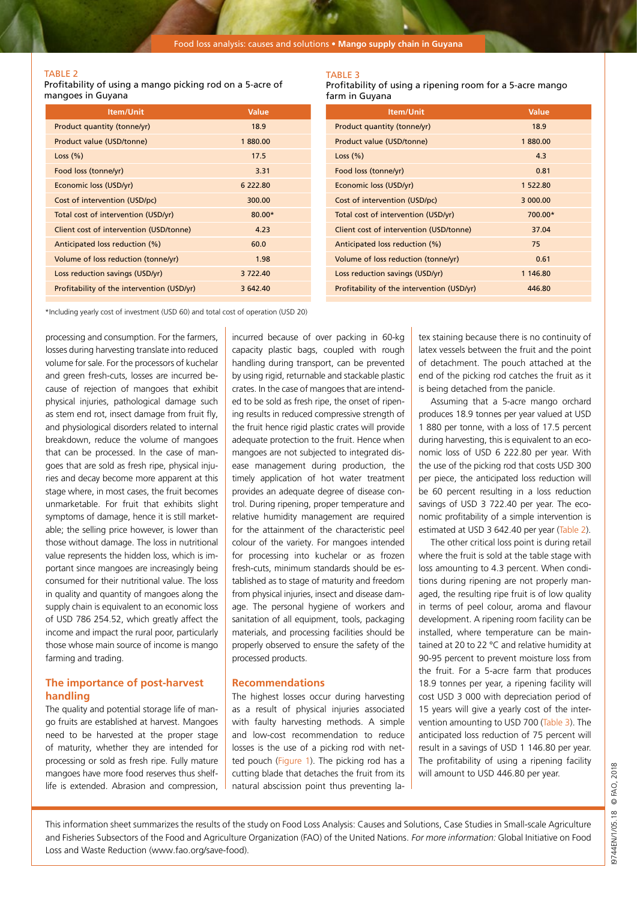TABLE 2
Profitability of using a mango picking rod on a 5-acre of mangoes in Guyana

| Item/Unit | Value |
|---|---|
| Product quantity (tonne/yr) | 18.9 |
| Product value (USD/tonne) | 1 880.00 |
| Loss (%) | 17.5 |
| Food loss (tonne/yr) | 3.31 |
| Economic loss (USD/yr) | 6 222.80 |
| Cost of intervention (USD/pc) | 300.00 |
| Total cost of intervention (USD/yr) | 80.00* |
| Client cost of intervention (USD/tonne) | 4.23 |
| Anticipated loss reduction (%) | 60.0 |
| Volume of loss reduction (tonne/yr) | 1.98 |
| Loss reduction savings (USD/yr) | 3 722.40 |
| Profitability of the intervention (USD/yr) | 3 642.40 |

*Including yearly cost of investment (USD 60) and total cost of operation (USD 20)

TABLE 3
Profitability of using a ripening room for a 5-acre mango farm in Guyana

| Item/Unit | Value |
|---|---|
| Product quantity (tonne/yr) | 18.9 |
| Product value (USD/tonne) | 1 880.00 |
| Loss (%) | 4.3 |
| Food loss (tonne/yr) | 0.81 |
| Economic loss (USD/yr) | 1 522.80 |
| Cost of intervention (USD/pc) | 3 000.00 |
| Total cost of intervention (USD/yr) | 700.00* |
| Client cost of intervention (USD/tonne) | 37.04 |
| Anticipated loss reduction (%) | 75 |
| Volume of loss reduction (tonne/yr) | 0.61 |
| Loss reduction savings (USD/yr) | 1 146.80 |
| Profitability of the intervention (USD/yr) | 446.80 |

processing and consumption. For the farmers, losses during harvesting translate into reduced volume for sale. For the processors of kuchelar and green fresh-cuts, losses are incurred because of rejection of mangoes that exhibit physical injuries, pathological damage such as stem end rot, insect damage from fruit fly, and physiological disorders related to internal breakdown, reduce the volume of mangoes that can be processed. In the case of mangoes that are sold as fresh ripe, physical injuries and decay become more apparent at this stage where, in most cases, the fruit becomes unmarketable. For fruit that exhibits slight symptoms of damage, hence it is still marketable; the selling price however, is lower than those without damage. The loss in nutritional value represents the hidden loss, which is important since mangoes are increasingly being consumed for their nutritional value. The loss in quality and quantity of mangoes along the supply chain is equivalent to an economic loss of USD 786 254.52, which greatly affect the income and impact the rural poor, particularly those whose main source of income is mango farming and trading.

## The importance of post-harvest handling

The quality and potential storage life of mango fruits are established at harvest. Mangoes need to be harvested at the proper stage of maturity, whether they are intended for processing or sold as fresh ripe. Fully mature mangoes have more food reserves thus shelf-life is extended. Abrasion and compression, incurred because of over packing in 60-kg capacity plastic bags, coupled with rough handling during transport, can be prevented by using rigid, returnable and stackable plastic crates. In the case of mangoes that are intended to be sold as fresh ripe, the onset of ripening results in reduced compressive strength of the fruit hence rigid plastic crates will provide adequate protection to the fruit. Hence when mangoes are not subjected to integrated disease management during production, the timely application of hot water treatment provides an adequate degree of disease control. During ripening, proper temperature and relative humidity management are required for the attainment of the characteristic peel colour of the variety. For mangoes intended for processing into kuchelar or as frozen fresh-cuts, minimum standards should be established as to stage of maturity and freedom from physical injuries, insect and disease damage. The personal hygiene of workers and sanitation of all equipment, tools, packaging materials, and processing facilities should be properly observed to ensure the safety of the processed products.

## Recommendations

The highest losses occur during harvesting as a result of physical injuries associated with faulty harvesting methods. A simple and low-cost recommendation to reduce losses is the use of a picking rod with netted pouch (Figure 1). The picking rod has a cutting blade that detaches the fruit from its natural abscission point thus preventing latex staining because there is no continuity of latex vessels between the fruit and the point of detachment. The pouch attached at the end of the picking rod catches the fruit as it is being detached from the panicle.

Assuming that a 5-acre mango orchard produces 18.9 tonnes per year valued at USD 1 880 per tonne, with a loss of 17.5 percent during harvesting, this is equivalent to an economic loss of USD 6 222.80 per year. With the use of the picking rod that costs USD 300 per piece, the anticipated loss reduction will be 60 percent resulting in a loss reduction savings of USD 3 722.40 per year. The economic profitability of a simple intervention is estimated at USD 3 642.40 per year (Table 2).

The other critical loss point is during retail where the fruit is sold at the table stage with loss amounting to 4.3 percent. When conditions during ripening are not properly managed, the resulting ripe fruit is of low quality in terms of peel colour, aroma and flavour development. A ripening room facility can be installed, where temperature can be maintained at 20 to 22 °C and relative humidity at 90-95 percent to prevent moisture loss from the fruit. For a 5-acre farm that produces 18.9 tonnes per year, a ripening facility will cost USD 3 000 with depreciation period of 15 years will give a yearly cost of the intervention amounting to USD 700 (Table 3). The anticipated loss reduction of 75 percent will result in a savings of USD 1 146.80 per year. The profitability of using a ripening facility will amount to USD 446.80 per year.

This information sheet summarizes the results of the study on Food Loss Analysis: Causes and Solutions, Case Studies in Small-scale Agriculture and Fisheries Subsectors of the Food and Agriculture Organization (FAO) of the United Nations. *For more information:* Global Initiative on Food Loss and Waste Reduction (www.fao.org/save-food).

I9744EN/1/05.18 © FAO, 2018